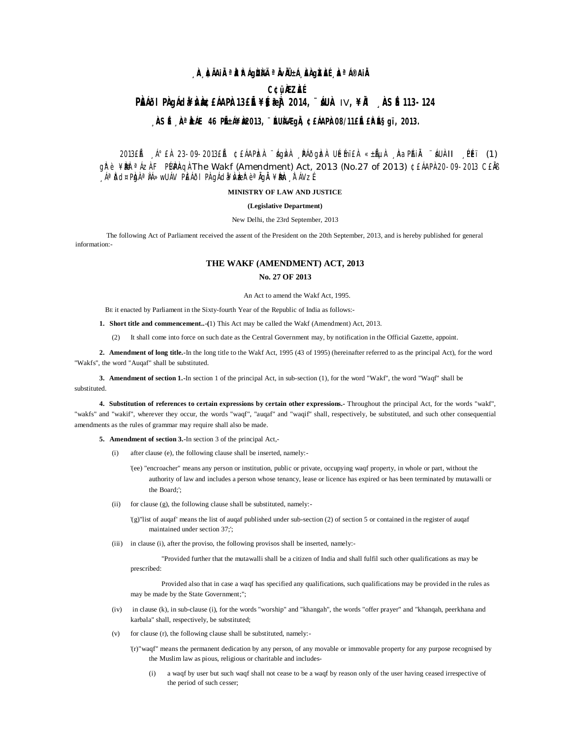¸ÀA¸À¢ÃAiÀÄ ªÀåªÀºÁgÀUÀ¼ÀÄ ªÀÄvÀÄÛ ±Á¸À£À gÀZÀ£É ¸ÀaªÁ®AiÀÄ

C¢ü¸ÀÆZÀ£É

PÀ£ÁðlPÀ gÁdå¥ÀvÀæ, ¢£ÁAPÀ 13£Éà ¥sɧæªÀj 2014, "sÁUÀ IV, ¥ÀÄl ¸ÀASÉå 113-124

¸ÀASÉå ¸ÀAªÀå±ÁE 46 PÉÃAzÀæ 2013, "ÉAUÀ¼ÀÆgÀÄ, ¢£ÁAPÀ 08/11£Éà £ÀªÉA§gï, 2013.

2013£Éà ¸Á°£À 23-09-2013£Éà ¢£ÁAPÀzÀ "sÁgÀvÀ ¸ÀPÁðgÀzÀ UÉeÉmï£À «±ÉõÀ ¸ÀAaPÉAiÀÄ "sÁUÀ-II ¸ÉPÀëÄ£ï (1) gÀ°è ¥ÀæPÀlUÉÆAqÀ The Wakf (Amendment) Act, 2013 (No.27 of 2013) ¢£ÁAPÀ 20-09-2013 C£ÀÄß ¸ÁªÀðd¤PÀgÀ ªÀiÁ»wUÁV PÀ£ÁðlPÀ gÁdå¥ÀvÀæzÀ°è ªÀÄgÀÄ ¥ÀæPÀn¸À¯ÁVzÉ

**MINISTRY OF LAW AND JUSTICE**

**(Legislative Department)**

New Delhi, the 23rd September, 2013

The following Act of Parliament received the assent of the President on the 20th September, 2013, and is hereby published for general information:-

## THE WAKF (AMENDMENT) ACT, 2013

**No. 27 OF 2013**

An Act to amend the Wakf Act, 1995.

Be it enacted by Parliament in the Sixty-fourth Year of the Republic of India as follows:-

**1. Short title and commencement..-**(1) This Act may be called the Wakf (Amendment) Act, 2013.

(2) It shall come into force on such date as the Central Government may, by notification in the Official Gazette, appoint.

**2. Amendment of long title.-**In the long title to the Wakf Act, 1995 (43 of 1995) (hereinafter referred to as the principal Act), for the word "Wakfs", the word "Auqaf" shall be substituted.

**3. Amendment of section 1.-**In section 1 of the principal Act, in sub-section (1), for the word "Wakf", the word "Waqf" shall be substituted.

**4. Substitution of references to certain expressions by certain other expressions.-** Throughout the principal Act, for the words "wakf", "wakfs" and "wakif", wherever they occur, the words "waqf", "auqaf" and "waqif" shall, respectively, be substituted, and such other consequential amendments as the rules of grammar may require shall also be made.

**5. Amendment of section 3.-**In section 3 of the principal Act,-

(i) after clause (e), the following clause shall be inserted, namely:-

'(ee) "encroacher" means any person or institution, public or private, occupying waqf property, in whole or part, without the authority of law and includes a person whose tenancy, lease or licence has expired or has been terminated by mutawalli or the Board;';

(ii) for clause (g), the following clause shall be substituted, namely:-

'(g)"list of auqaf' means the list of auqaf published under sub-section (2) of section 5 or contained in the register of auqaf maintained under section 37;';

(iii) in clause (i), after the proviso, the following provisos shall be inserted, namely:-

"Provided further that the mutawalli shall be a citizen of India and shall fulfil such other qualifications as may be prescribed:

Provided also that in case a waqf has specified any qualifications, such qualifications may be provided in the rules as may be made by the State Government;";

(iv) in clause (k), in sub-clause (i), for the words "worship" and "khangah", the words "offer prayer" and "khanqah, peerkhana and karbala" shall, respectively, be substituted;

(v) for clause (r), the following clause shall be substituted, namely:-

'(r)"waqf" means the permanent dedication by any person, of any movable or immovable property for any purpose recognised by the Muslim law as pious, religious or charitable and includes-

(i) a waqf by user but such waqf shall not cease to be a waqf by reason only of the user having ceased irrespective of the period of such cesser;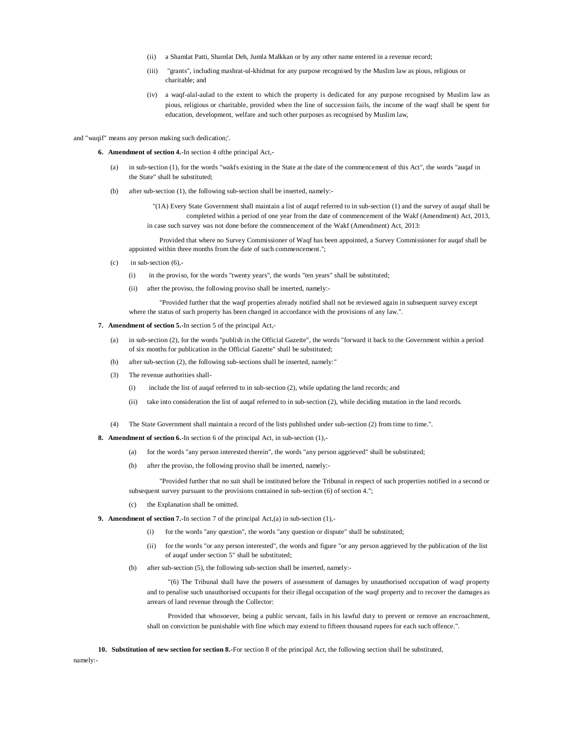(ii) a Shamlat Patti, Shamlat Deh, Jumla Malkkan or by any other name entered in a revenue record;

(iii) "grants", including mashrat-ul-khidmat for any purpose recognised by the Muslim law as pious, religious or charitable; and

(iv) a waqf-alal-aulad to the extent to which the property is dedicated for any purpose recognised by Muslim law as pious, religious or charitable, provided when the line of succession fails, the income of the waqf shall be spent for education, development, welfare and such other purposes as recognised by Muslim law,

and "waqif" means any person making such dedication;'.

**6. Amendment of section 4.**-In section 4 ofthe principal Act,-

(a) in sub-section (1), for the words "wakfs existing in the State at the date of the commencement of this Act", the words "auqaf in the State" shall be substituted;

(b) after sub-section (1), the following sub-section shall be inserted, namely:-

"(1A) Every State Government shall maintain a list of auqaf referred to in sub-section (1) and the survey of auqaf shall be completed within a period of one year from the date of commencement of the Wakf (Amendment) Act, 2013, in case such survey was not done before the commencement of the Wakf (Amendment) Act, 2013:

Provided that where no Survey Commissioner of Waqf has been appointed, a Survey Commissioner for auqaf shall be appointed within three months from the date of such commencement.";

(c) in sub-section (6),-

(i) in the proviso, for the words "twenty years", the words "ten years" shall be substituted;

(ii) after the proviso, the following proviso shall be inserted, namely:-

"Provided further that the waqf properties already notified shall not be reviewed again in subsequent survey except where the status of such property has been changed in accordance with the provisions of any law.".

**7. Amendment of section 5.**-In section 5 of the principal Act,-

(a) in sub-section (2), for the words "publish in the Official Gazette", the words "forward it back to the Government within a period of six months for publication in the Official Gazette" shall be substituted;

(b) after sub-section (2), the following sub-sections shall be inserted, namely:"

(3) The revenue authorities shall-

(i) include the list of auqaf referred to in sub-section (2), while updating the land records; and

(ii) take into consideration the list of auqaf referred to in sub-section (2), while deciding mutation in the land records.

(4) The State Government shall maintain a record of the lists published under sub-section (2) from time to time.".

**8. Amendment of section 6.**-In section 6 of the principal Act, in sub-section (1),-

(a) for the words "any person interested therein", the words "any person aggrieved" shall be substituted;

(b) after the proviso, the following proviso shall be inserted, namely:-

"Provided further that no suit shall be instituted before the Tribunal in respect of such properties notified in a second or subsequent survey pursuant to the provisions contained in sub-section (6) of section 4.";

(c) the Explanation shall be omitted.

**9. Amendment of section 7.**-In section 7 of the principal Act,(a) in sub-section (1),-

(i) for the words "any question", the words "any question or dispute" shall be substituted;

(ii) for the words "or any person interested", the words and figure "or any person aggrieved by the publication of the list of auqaf under section 5" shall be substituted;

(b) after sub-section (5), the following sub-section shall be inserted, namely:-

"(6) The Tribunal shall have the powers of assessment of damages by unauthorised occupation of waqf property and to penalise such unauthorised occupants for their illegal occupation of the waqf property and to recover the damages as arrears of land revenue through the Collector:

Provided that whosoever, being a public servant, fails in his lawful duty to prevent or remove an encroachment, shall on conviction be punishable with fine which may extend to fifteen thousand rupees for each such offence.".

**10. Substitution of new section for section 8.**-For section 8 of the principal Act, the following section shall be substituted, namely:-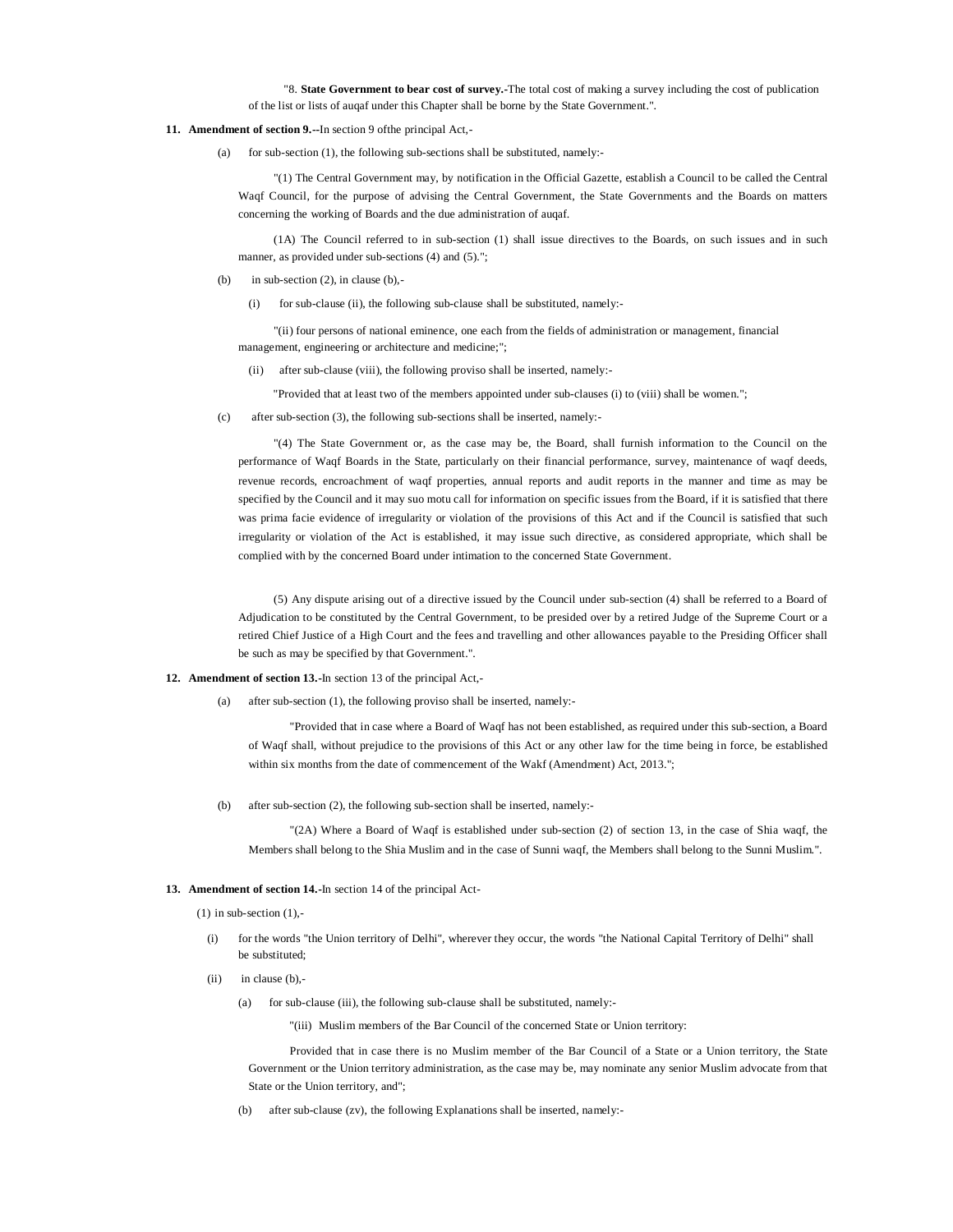"8. **State Government to bear cost of survey.-**The total cost of making a survey including the cost of publication of the list or lists of auqaf under this Chapter shall be borne by the State Government.".

**11. Amendment of section 9.--**In section 9 ofthe principal Act,-

(a) for sub-section (1), the following sub-sections shall be substituted, namely:-

"(1) The Central Government may, by notification in the Official Gazette, establish a Council to be called the Central Waqf Council, for the purpose of advising the Central Government, the State Governments and the Boards on matters concerning the working of Boards and the due administration of auqaf.

(1A) The Council referred to in sub-section (1) shall issue directives to the Boards, on such issues and in such manner, as provided under sub-sections (4) and (5).";

(b) in sub-section (2), in clause (b),-

(i) for sub-clause (ii), the following sub-clause shall be substituted, namely:-

"(ii) four persons of national eminence, one each from the fields of administration or management, financial management, engineering or architecture and medicine;";

(ii) after sub-clause (viii), the following proviso shall be inserted, namely:-

"Provided that at least two of the members appointed under sub-clauses (i) to (viii) shall be women.";

(c) after sub-section (3), the following sub-sections shall be inserted, namely:-

"(4) The State Government or, as the case may be, the Board, shall furnish information to the Council on the performance of Waqf Boards in the State, particularly on their financial performance, survey, maintenance of waqf deeds, revenue records, encroachment of waqf properties, annual reports and audit reports in the manner and time as may be specified by the Council and it may suo motu call for information on specific issues from the Board, if it is satisfied that there was prima facie evidence of irregularity or violation of the provisions of this Act and if the Council is satisfied that such irregularity or violation of the Act is established, it may issue such directive, as considered appropriate, which shall be complied with by the concerned Board under intimation to the concerned State Government.

(5) Any dispute arising out of a directive issued by the Council under sub-section (4) shall be referred to a Board of Adjudication to be constituted by the Central Government, to be presided over by a retired Judge of the Supreme Court or a retired Chief Justice of a High Court and the fees and travelling and other allowances payable to the Presiding Officer shall be such as may be specified by that Government.".

**12. Amendment of section 13.-**In section 13 of the principal Act,-

(a) after sub-section (1), the following proviso shall be inserted, namely:-

"Provided that in case where a Board of Waqf has not been established, as required under this sub-section, a Board of Waqf shall, without prejudice to the provisions of this Act or any other law for the time being in force, be established within six months from the date of commencement of the Wakf (Amendment) Act, 2013.";

(b) after sub-section (2), the following sub-section shall be inserted, namely:-

"(2A) Where a Board of Waqf is established under sub-section (2) of section 13, in the case of Shia waqf, the Members shall belong to the Shia Muslim and in the case of Sunni waqf, the Members shall belong to the Sunni Muslim.".

**13. Amendment of section 14.-**In section 14 of the principal Act-

(1) in sub-section (1),-

(i) for the words "the Union territory of Delhi", wherever they occur, the words "the National Capital Territory of Delhi" shall be substituted;

(ii) in clause (b),-

(a) for sub-clause (iii), the following sub-clause shall be substituted, namely:-

"(iii) Muslim members of the Bar Council of the concerned State or Union territory:

Provided that in case there is no Muslim member of the Bar Council of a State or a Union territory, the State Government or the Union territory administration, as the case may be, may nominate any senior Muslim advocate from that State or the Union territory, and";

(b) after sub-clause (zv), the following Explanations shall be inserted, namely:-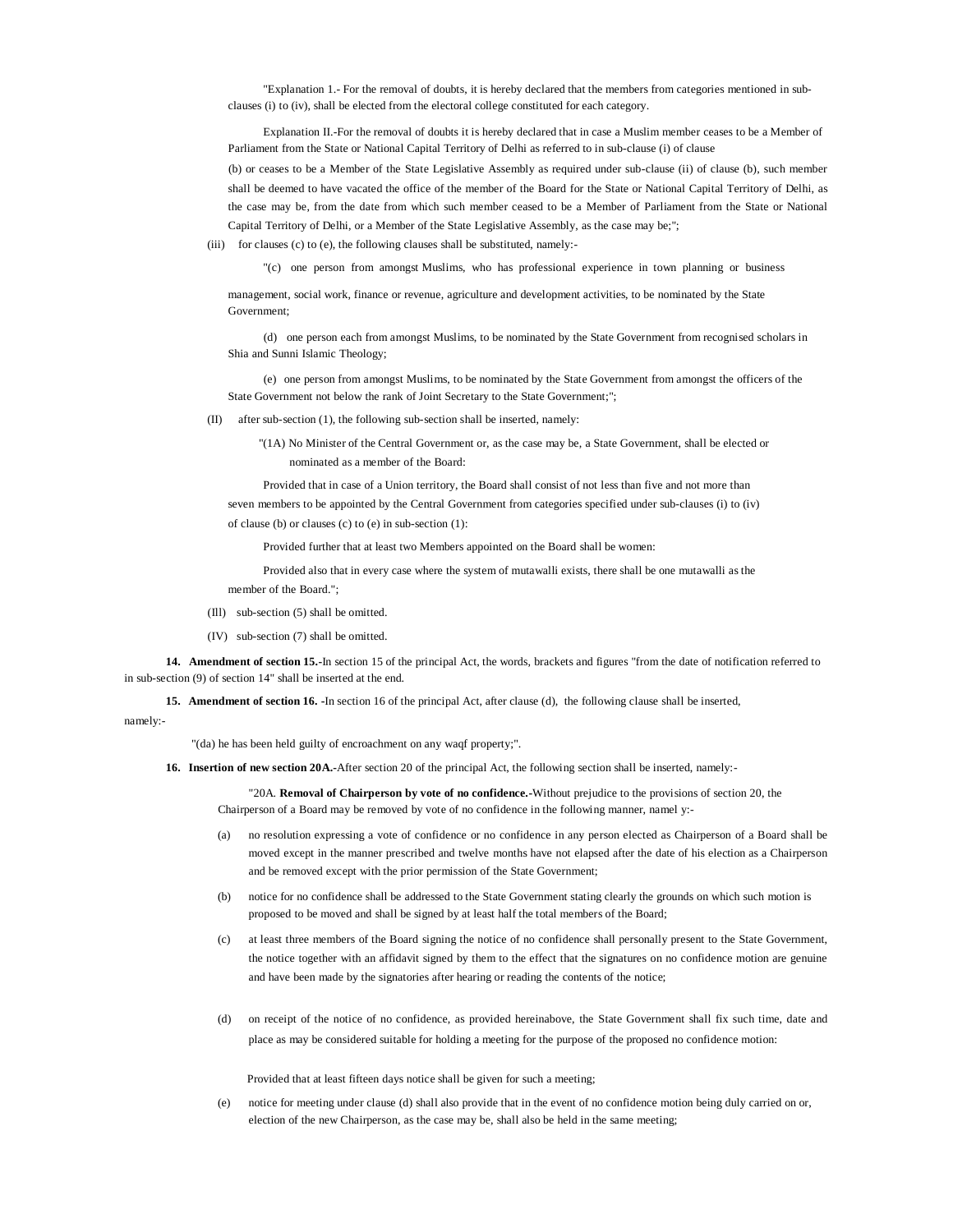"Explanation 1.- For the removal of doubts, it is hereby declared that the members from categories mentioned in sub-clauses (i) to (iv), shall be elected from the electoral college constituted for each category.

Explanation II.-For the removal of doubts it is hereby declared that in case a Muslim member ceases to be a Member of Parliament from the State or National Capital Territory of Delhi as referred to in sub-clause (i) of clause (b) or ceases to be a Member of the State Legislative Assembly as required under sub-clause (ii) of clause (b), such member shall be deemed to have vacated the office of the member of the Board for the State or National Capital Territory of Delhi, as the case may be, from the date from which such member ceased to be a Member of Parliament from the State or National Capital Territory of Delhi, or a Member of the State Legislative Assembly, as the case may be;";

(iii) for clauses (c) to (e), the following clauses shall be substituted, namely:-

"(c) one person from amongst Muslims, who has professional experience in town planning or business management, social work, finance or revenue, agriculture and development activities, to be nominated by the State Government;

(d) one person each from amongst Muslims, to be nominated by the State Government from recognised scholars in Shia and Sunni Islamic Theology;

(e) one person from amongst Muslims, to be nominated by the State Government from amongst the officers of the State Government not below the rank of Joint Secretary to the State Government;";

(II) after sub-section (1), the following sub-section shall be inserted, namely:

"(1A) No Minister of the Central Government or, as the case may be, a State Government, shall be elected or nominated as a member of the Board:

Provided that in case of a Union territory, the Board shall consist of not less than five and not more than seven members to be appointed by the Central Government from categories specified under sub-clauses (i) to (iv) of clause (b) or clauses (c) to (e) in sub-section (1):

Provided further that at least two Members appointed on the Board shall be women:

Provided also that in every case where the system of mutawalli exists, there shall be one mutawalli as the member of the Board.";

(Ill) sub-section (5) shall be omitted.

(IV) sub-section (7) shall be omitted.

**14. Amendment of section 15.-**In section 15 of the principal Act, the words, brackets and figures "from the date of notification referred to in sub-section (9) of section 14" shall be inserted at the end.

**15. Amendment of section 16. -**In section 16 of the principal Act, after clause (d), the following clause shall be inserted, namely:-

"(da) he has been held guilty of encroachment on any waqf property;".

**16. Insertion of new section 20A.-**After section 20 of the principal Act, the following section shall be inserted, namely:-

"20A. **Removal of Chairperson by vote of no confidence.-**Without prejudice to the provisions of section 20, the Chairperson of a Board may be removed by vote of no confidence in the following manner, namel y:-

(a) no resolution expressing a vote of confidence or no confidence in any person elected as Chairperson of a Board shall be moved except in the manner prescribed and twelve months have not elapsed after the date of his election as a Chairperson and be removed except with the prior permission of the State Government;

(b) notice for no confidence shall be addressed to the State Government stating clearly the grounds on which such motion is proposed to be moved and shall be signed by at least half the total members of the Board;

(c) at least three members of the Board signing the notice of no confidence shall personally present to the State Government, the notice together with an affidavit signed by them to the effect that the signatures on no confidence motion are genuine and have been made by the signatories after hearing or reading the contents of the notice;

(d) on receipt of the notice of no confidence, as provided hereinabove, the State Government shall fix such time, date and place as may be considered suitable for holding a meeting for the purpose of the proposed no confidence motion:

Provided that at least fifteen days notice shall be given for such a meeting;

(e) notice for meeting under clause (d) shall also provide that in the event of no confidence motion being duly carried on or, election of the new Chairperson, as the case may be, shall also be held in the same meeting;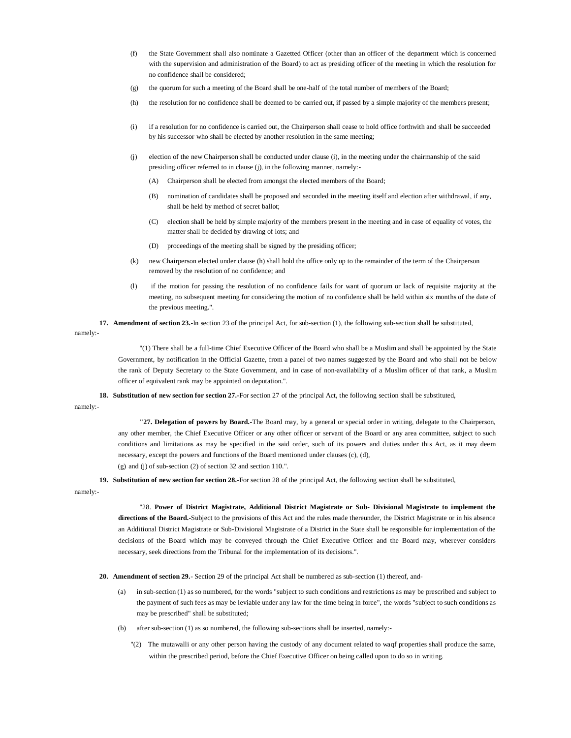(f) the State Government shall also nominate a Gazetted Officer (other than an officer of the department which is concerned with the supervision and administration of the Board) to act as presiding officer of the meeting in which the resolution for no confidence shall be considered;

(g) the quorum for such a meeting of the Board shall be one-half of the total number of members of the Board;

(h) the resolution for no confidence shall be deemed to be carried out, if passed by a simple majority of the members present;

(i) if a resolution for no confidence is carried out, the Chairperson shall cease to hold office forthwith and shall be succeeded by his successor who shall be elected by another resolution in the same meeting;

(j) election of the new Chairperson shall be conducted under clause (i), in the meeting under the chairmanship of the said presiding officer referred to in clause (j), in the following manner, namely:-

   (A) Chairperson shall be elected from amongst the elected members of the Board;

   (B) nomination of candidates shall be proposed and seconded in the meeting itself and election after withdrawal, if any, shall be held by method of secret ballot;

   (C) election shall be held by simple majority of the members present in the meeting and in case of equality of votes, the matter shall be decided by drawing of lots; and

   (D) proceedings of the meeting shall be signed by the presiding officer;

(k) new Chairperson elected under clause (h) shall hold the office only up to the remainder of the term of the Chairperson removed by the resolution of no confidence; and

(l) if the motion for passing the resolution of no confidence fails for want of quorum or lack of requisite majority at the meeting, no subsequent meeting for considering the motion of no confidence shall be held within six months of the date of the previous meeting.".

**17. Amendment of section 23.-**In section 23 of the principal Act, for sub-section (1), the following sub-section shall be substituted, namely:-

"(1) There shall be a full-time Chief Executive Officer of the Board who shall be a Muslim and shall be appointed by the State Government, by notification in the Official Gazette, from a panel of two names suggested by the Board and who shall not be below the rank of Deputy Secretary to the State Government, and in case of non-availability of a Muslim officer of that rank, a Muslim officer of equivalent rank may be appointed on deputation.".

**18. Substitution of new section for section 27.-**For section 27 of the principal Act, the following section shall be substituted, namely:-

**"27. Delegation of powers by Board.-**The Board may, by a general or special order in writing, delegate to the Chairperson, any other member, the Chief Executive Officer or any other officer or servant of the Board or any area committee, subject to such conditions and limitations as may be specified in the said order, such of its powers and duties under this Act, as it may deem necessary, except the powers and functions of the Board mentioned under clauses (c), (d), (g) and (j) of sub-section (2) of section 32 and section 110.".

**19. Substitution of new section for section 28.-**For section 28 of the principal Act, the following section shall be substituted, namely:-

"28. **Power of District Magistrate, Additional District Magistrate or Sub- Divisional Magistrate to implement the directions of the Board.-**Subject to the provisions of this Act and the rules made thereunder, the District Magistrate or in his absence an Additional District Magistrate or Sub-Divisional Magistrate of a District in the State shall be responsible for implementation of the decisions of the Board which may be conveyed through the Chief Executive Officer and the Board may, wherever considers necessary, seek directions from the Tribunal for the implementation of its decisions.".

**20. Amendment of section 29.-** Section 29 of the principal Act shall be numbered as sub-section (1) thereof, and-

(a) in sub-section (1) as so numbered, for the words "subject to such conditions and restrictions as may be prescribed and subject to the payment of such fees as may be leviable under any law for the time being in force", the words "subject to such conditions as may be prescribed" shall be substituted;

(b) after sub-section (1) as so numbered, the following sub-sections shall be inserted, namely:-

"(2) The mutawalli or any other person having the custody of any document related to waqf properties shall produce the same, within the prescribed period, before the Chief Executive Officer on being called upon to do so in writing.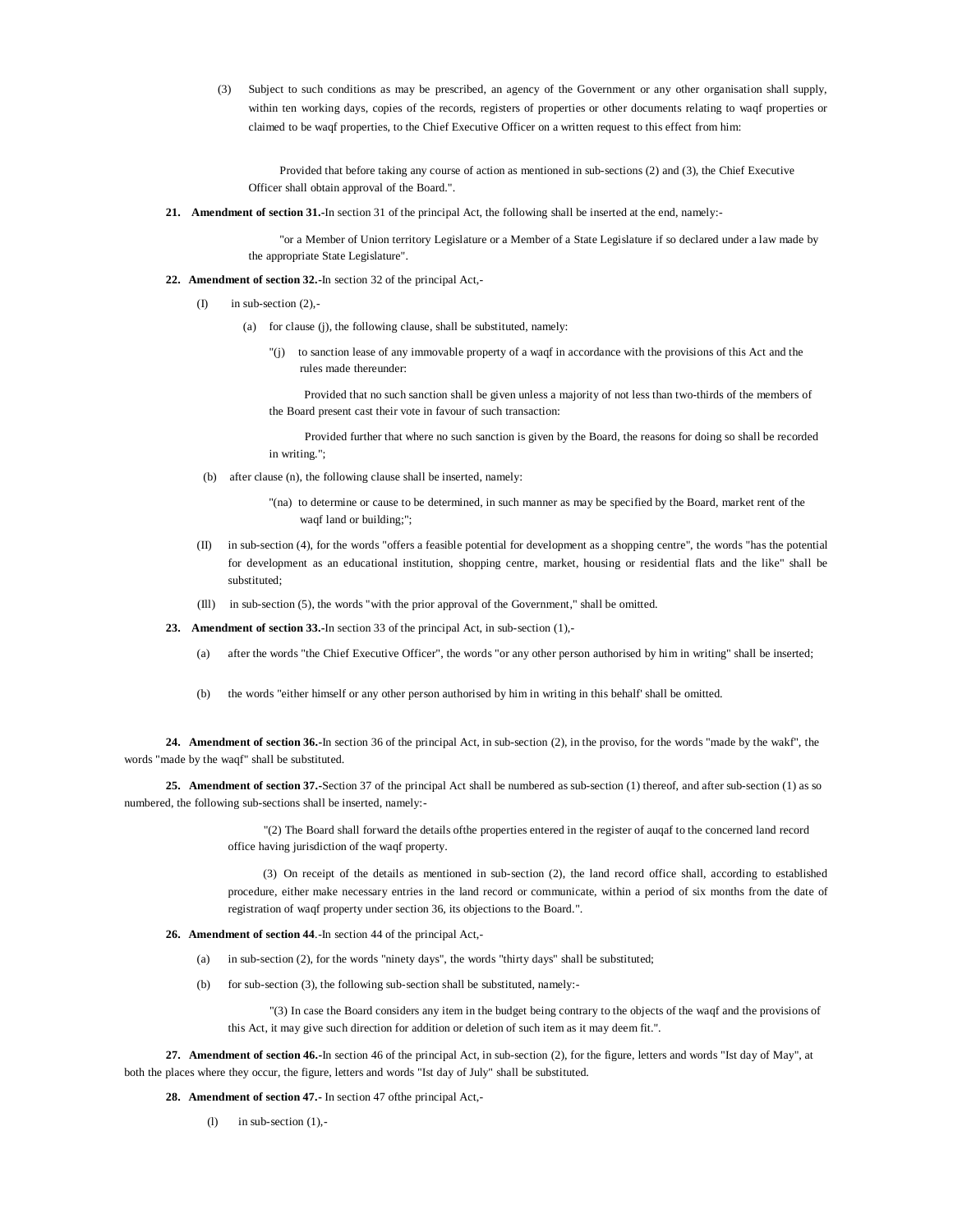(3) Subject to such conditions as may be prescribed, an agency of the Government or any other organisation shall supply, within ten working days, copies of the records, registers of properties or other documents relating to waqf properties or claimed to be waqf properties, to the Chief Executive Officer on a written request to this effect from him:

Provided that before taking any course of action as mentioned in sub-sections (2) and (3), the Chief Executive Officer shall obtain approval of the Board.".

**21. Amendment of section 31.-**In section 31 of the principal Act, the following shall be inserted at the end, namely:-

"or a Member of Union territory Legislature or a Member of a State Legislature if so declared under a law made by the appropriate State Legislature".

**22. Amendment of section 32.-**In section 32 of the principal Act,-

(I) in sub-section (2),-

(a) for clause (j), the following clause, shall be substituted, namely:

"(j) to sanction lease of any immovable property of a waqf in accordance with the provisions of this Act and the rules made thereunder:

Provided that no such sanction shall be given unless a majority of not less than two-thirds of the members of the Board present cast their vote in favour of such transaction:

Provided further that where no such sanction is given by the Board, the reasons for doing so shall be recorded in writing.";

(b) after clause (n), the following clause shall be inserted, namely:

"(na) to determine or cause to be determined, in such manner as may be specified by the Board, market rent of the waqf land or building;";

(II) in sub-section (4), for the words "offers a feasible potential for development as a shopping centre", the words "has the potential for development as an educational institution, shopping centre, market, housing or residential flats and the like" shall be substituted;

(Ill) in sub-section (5), the words "with the prior approval of the Government," shall be omitted.

**23. Amendment of section 33.-**In section 33 of the principal Act, in sub-section (1),-

(a) after the words "the Chief Executive Officer", the words "or any other person authorised by him in writing" shall be inserted;

(b) the words "either himself or any other person authorised by him in writing in this behalf' shall be omitted.

**24. Amendment of section 36.-**In section 36 of the principal Act, in sub-section (2), in the proviso, for the words "made by the wakf", the words "made by the waqf" shall be substituted.

**25. Amendment of section 37.-**Section 37 of the principal Act shall be numbered as sub-section (1) thereof, and after sub-section (1) as so numbered, the following sub-sections shall be inserted, namely:-

"(2) The Board shall forward the details ofthe properties entered in the register of auqaf to the concerned land record office having jurisdiction of the waqf property.

(3) On receipt of the details as mentioned in sub-section (2), the land record office shall, according to established procedure, either make necessary entries in the land record or communicate, within a period of six months from the date of registration of waqf property under section 36, its objections to the Board.".

**26. Amendment of section 44**.-In section 44 of the principal Act,-

(a) in sub-section (2), for the words "ninety days", the words "thirty days" shall be substituted;

(b) for sub-section (3), the following sub-section shall be substituted, namely:-

"(3) In case the Board considers any item in the budget being contrary to the objects of the waqf and the provisions of this Act, it may give such direction for addition or deletion of such item as it may deem fit.".

**27. Amendment of section 46.-**In section 46 of the principal Act, in sub-section (2), for the figure, letters and words "Ist day of May", at both the places where they occur, the figure, letters and words "Ist day of July" shall be substituted.

**28. Amendment of section 47.-** In section 47 ofthe principal Act,-

(l) in sub-section (1),-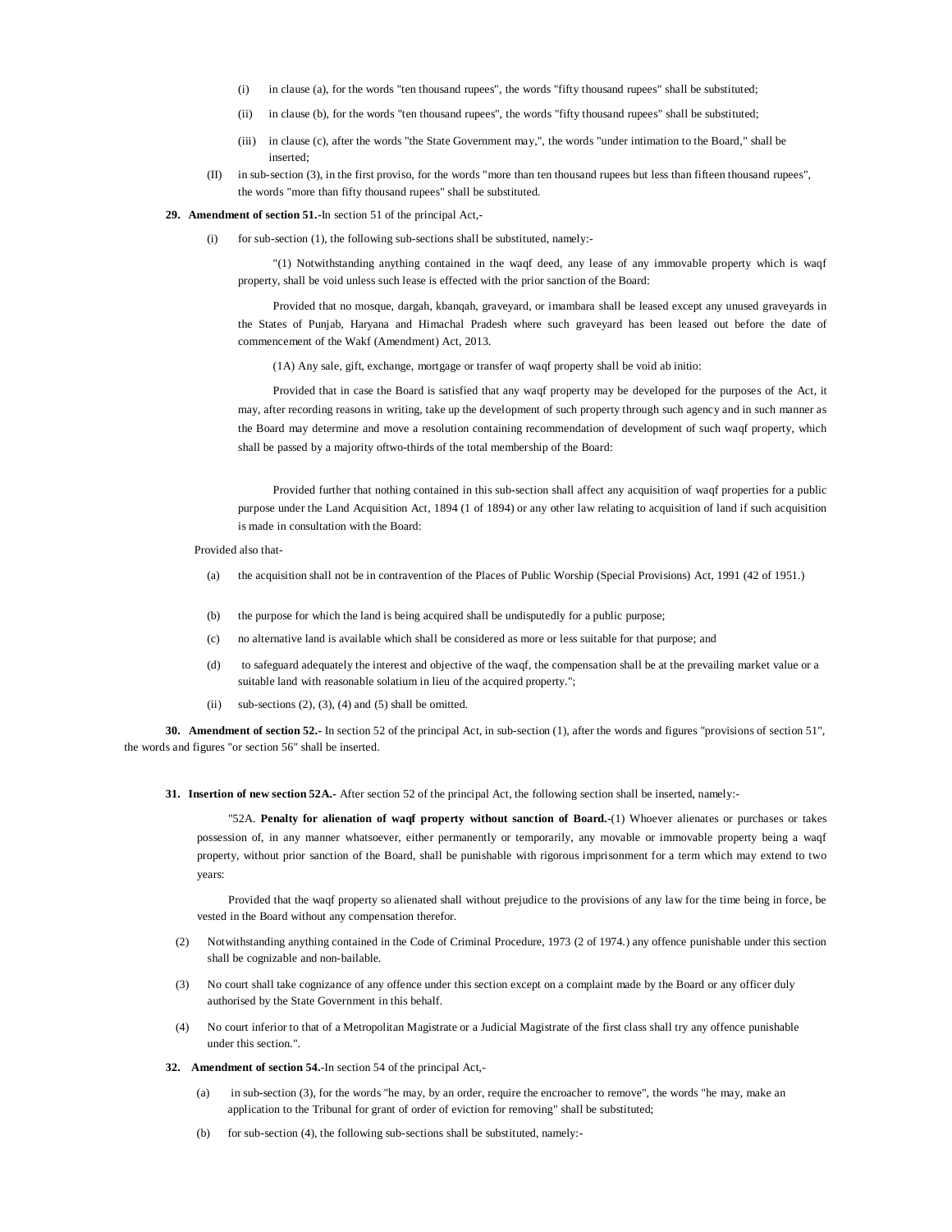(i) in clause (a), for the words "ten thousand rupees", the words "fifty thousand rupees" shall be substituted;

(ii) in clause (b), for the words "ten thousand rupees", the words "fifty thousand rupees" shall be substituted;

(iii) in clause (c), after the words "the State Government may,", the words "under intimation to the Board," shall be inserted;

(II) in sub-section (3), in the first proviso, for the words "more than ten thousand rupees but less than fifteen thousand rupees", the words "more than fifty thousand rupees" shall be substituted.

**29. Amendment of section 51.-**In section 51 of the principal Act,-

(i) for sub-section (1), the following sub-sections shall be substituted, namely:-

"(1) Notwithstanding anything contained in the waqf deed, any lease of any immovable property which is waqf property, shall be void unless such lease is effected with the prior sanction of the Board:

Provided that no mosque, dargah, kbanqah, graveyard, or imambara shall be leased except any unused graveyards in the States of Punjab, Haryana and Himachal Pradesh where such graveyard has been leased out before the date of commencement of the Wakf (Amendment) Act, 2013.

(1A) Any sale, gift, exchange, mortgage or transfer of waqf property shall be void ab initio:

Provided that in case the Board is satisfied that any waqf property may be developed for the purposes of the Act, it may, after recording reasons in writing, take up the development of such property through such agency and in such manner as the Board may determine and move a resolution containing recommendation of development of such waqf property, which shall be passed by a majority oftwo-thirds of the total membership of the Board:

Provided further that nothing contained in this sub-section shall affect any acquisition of waqf properties for a public purpose under the Land Acquisition Act, 1894 (1 of 1894) or any other law relating to acquisition of land if such acquisition is made in consultation with the Board:

Provided also that-

(a) the acquisition shall not be in contravention of the Places of Public Worship (Special Provisions) Act, 1991 (42 of 1951.)

(b) the purpose for which the land is being acquired shall be undisputedly for a public purpose;

(c) no alternative land is available which shall be considered as more or less suitable for that purpose; and

(d) to safeguard adequately the interest and objective of the waqf, the compensation shall be at the prevailing market value or a suitable land with reasonable solatium in lieu of the acquired property.";

(ii) sub-sections (2), (3), (4) and (5) shall be omitted.

**30. Amendment of section 52.-** In section 52 of the principal Act, in sub-section (1), after the words and figures "provisions of section 51", the words and figures "or section 56" shall be inserted.

**31. Insertion of new section 52A.-** After section 52 of the principal Act, the following section shall be inserted, namely:-

"52A. **Penalty for alienation of waqf property without sanction of Board.-**(1) Whoever alienates or purchases or takes possession of, in any manner whatsoever, either permanently or temporarily, any movable or immovable property being a waqf property, without prior sanction of the Board, shall be punishable with rigorous imprisonment for a term which may extend to two years:

Provided that the waqf property so alienated shall without prejudice to the provisions of any law for the time being in force, be vested in the Board without any compensation therefor.

(2) Notwithstanding anything contained in the Code of Criminal Procedure, 1973 (2 of 1974.) any offence punishable under this section shall be cognizable and non-bailable.

(3) No court shall take cognizance of any offence under this section except on a complaint made by the Board or any officer duly authorised by the State Government in this behalf.

(4) No court inferior to that of a Metropolitan Magistrate or a Judicial Magistrate of the first class shall try any offence punishable under this section.".

**32. Amendment of section 54.-**In section 54 of the principal Act,-

(a) in sub-section (3), for the words "he may, by an order, require the encroacher to remove", the words "he may, make an application to the Tribunal for grant of order of eviction for removing" shall be substituted;

(b) for sub-section (4), the following sub-sections shall be substituted, namely:-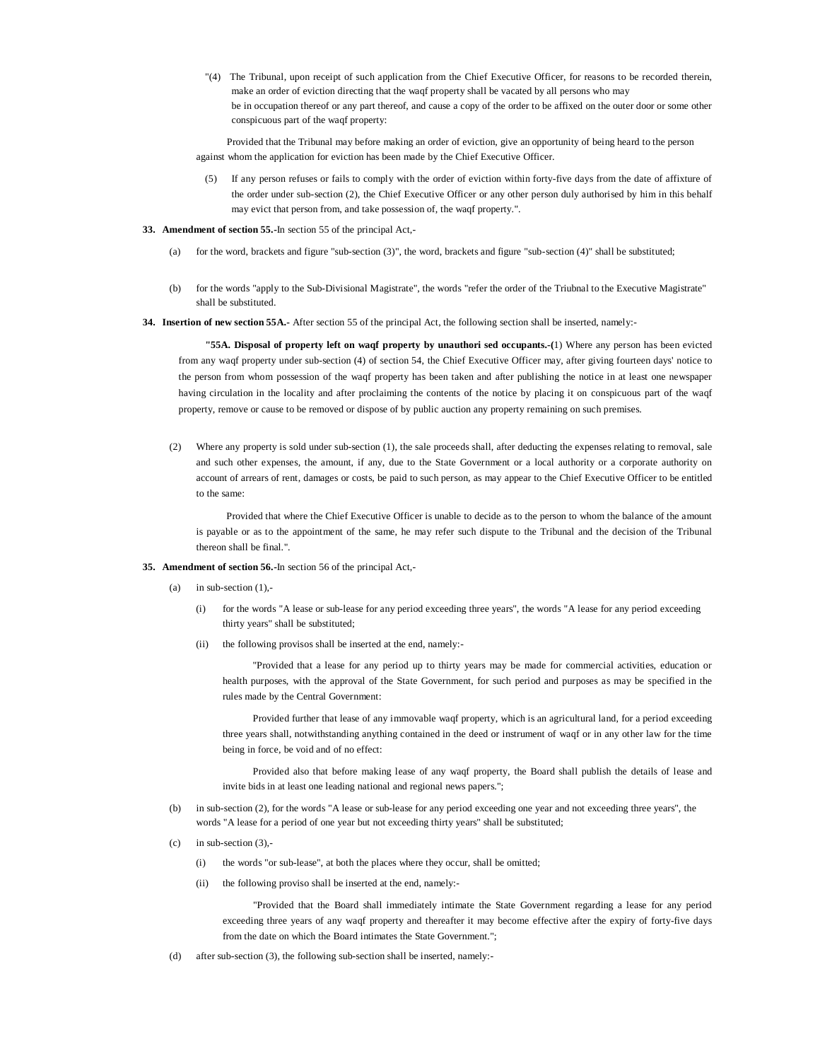"(4) The Tribunal, upon receipt of such application from the Chief Executive Officer, for reasons to be recorded therein, make an order of eviction directing that the waqf property shall be vacated by all persons who may be in occupation thereof or any part thereof, and cause a copy of the order to be affixed on the outer door or some other conspicuous part of the waqf property:

Provided that the Tribunal may before making an order of eviction, give an opportunity of being heard to the person against whom the application for eviction has been made by the Chief Executive Officer.

(5) If any person refuses or fails to comply with the order of eviction within forty-five days from the date of affixture of the order under sub-section (2), the Chief Executive Officer or any other person duly authorised by him in this behalf may evict that person from, and take possession of, the waqf property.".

**33. Amendment of section 55.**-In section 55 of the principal Act,-

(a) for the word, brackets and figure "sub-section (3)", the word, brackets and figure "sub-section (4)" shall be substituted;

(b) for the words "apply to the Sub-Divisional Magistrate", the words "refer the order of the Triubnal to the Executive Magistrate" shall be substituted.

**34. Insertion of new section 55A.-** After section 55 of the principal Act, the following section shall be inserted, namely:-

**"55A. Disposal of property left on waqf property by unauthori sed occupants.-(**1) Where any person has been evicted from any waqf property under sub-section (4) of section 54, the Chief Executive Officer may, after giving fourteen days' notice to the person from whom possession of the waqf property has been taken and after publishing the notice in at least one newspaper having circulation in the locality and after proclaiming the contents of the notice by placing it on conspicuous part of the waqf property, remove or cause to be removed or dispose of by public auction any property remaining on such premises.

(2) Where any property is sold under sub-section (1), the sale proceeds shall, after deducting the expenses relating to removal, sale and such other expenses, the amount, if any, due to the State Government or a local authority or a corporate authority on account of arrears of rent, damages or costs, be paid to such person, as may appear to the Chief Executive Officer to be entitled to the same:

Provided that where the Chief Executive Officer is unable to decide as to the person to whom the balance of the amount is payable or as to the appointment of the same, he may refer such dispute to the Tribunal and the decision of the Tribunal thereon shall be final.".

**35. Amendment of section 56.**-In section 56 of the principal Act,-

(a) in sub-section (1),-

(i) for the words "A lease or sub-lease for any period exceeding three years", the words "A lease for any period exceeding thirty years" shall be substituted;

(ii) the following provisos shall be inserted at the end, namely:-

"Provided that a lease for any period up to thirty years may be made for commercial activities, education or health purposes, with the approval of the State Government, for such period and purposes as may be specified in the rules made by the Central Government:

Provided further that lease of any immovable waqf property, which is an agricultural land, for a period exceeding three years shall, notwithstanding anything contained in the deed or instrument of waqf or in any other law for the time being in force, be void and of no effect:

Provided also that before making lease of any waqf property, the Board shall publish the details of lease and invite bids in at least one leading national and regional news papers.";

(b) in sub-section (2), for the words "A lease or sub-lease for any period exceeding one year and not exceeding three years", the words "A lease for a period of one year but not exceeding thirty years" shall be substituted;

(c) in sub-section (3),-

(i) the words "or sub-lease", at both the places where they occur, shall be omitted;

(ii) the following proviso shall be inserted at the end, namely:-

"Provided that the Board shall immediately intimate the State Government regarding a lease for any period exceeding three years of any waqf property and thereafter it may become effective after the expiry of forty-five days from the date on which the Board intimates the State Government.";

(d) after sub-section (3), the following sub-section shall be inserted, namely:-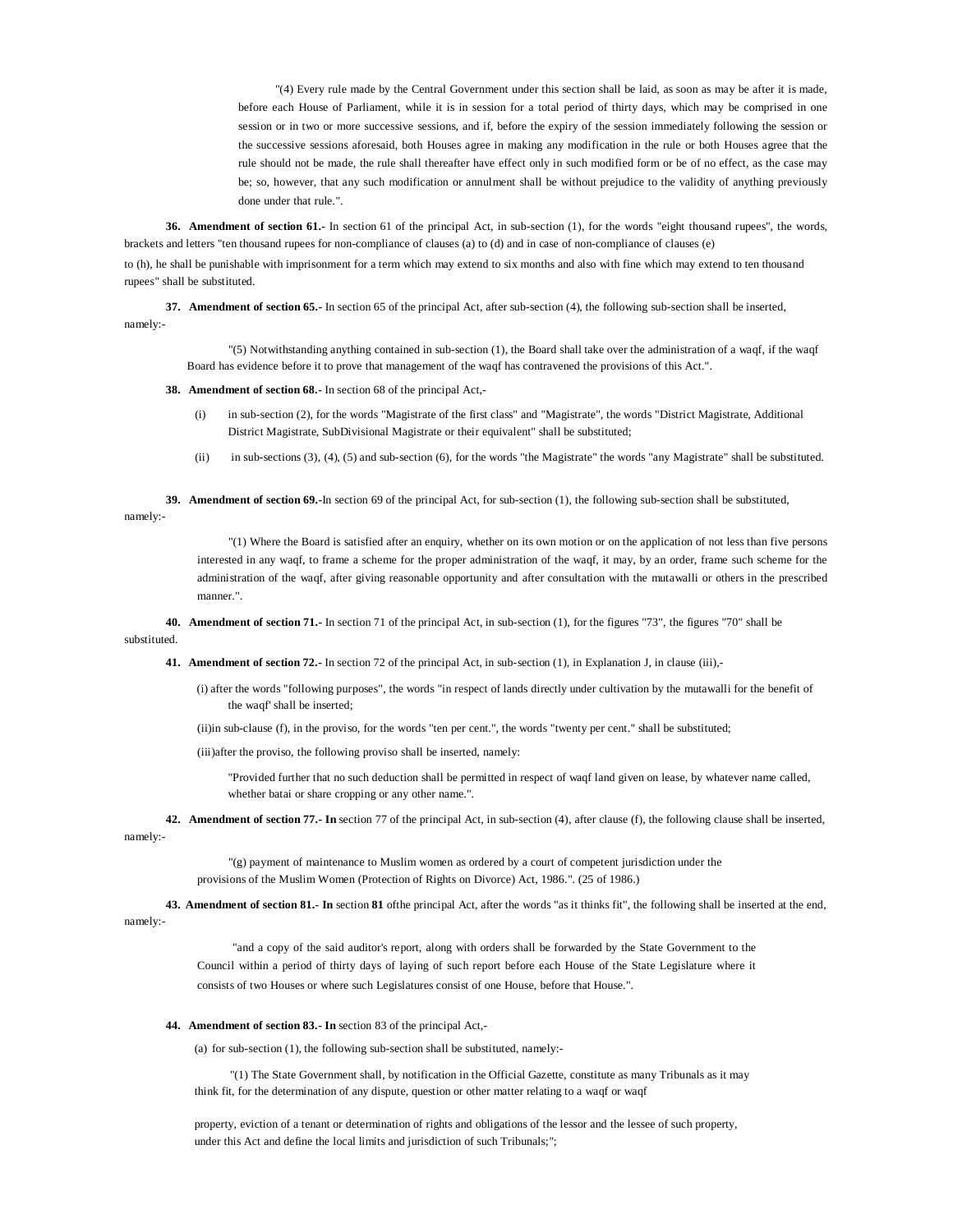"(4) Every rule made by the Central Government under this section shall be laid, as soon as may be after it is made, before each House of Parliament, while it is in session for a total period of thirty days, which may be comprised in one session or in two or more successive sessions, and if, before the expiry of the session immediately following the session or the successive sessions aforesaid, both Houses agree in making any modification in the rule or both Houses agree that the rule should not be made, the rule shall thereafter have effect only in such modified form or be of no effect, as the case may be; so, however, that any such modification or annulment shall be without prejudice to the validity of anything previously done under that rule.".

**36. Amendment of section 61.-** In section 61 of the principal Act, in sub-section (1), for the words "eight thousand rupees", the words, brackets and letters "ten thousand rupees for non-compliance of clauses (a) to (d) and in case of non-compliance of clauses (e) to (h), he shall be punishable with imprisonment for a term which may extend to six months and also with fine which may extend to ten thousand rupees" shall be substituted.

**37. Amendment of section 65.-** In section 65 of the principal Act, after sub-section (4), the following sub-section shall be inserted, namely:-

"(5) Notwithstanding anything contained in sub-section (1), the Board shall take over the administration of a waqf, if the waqf Board has evidence before it to prove that management of the waqf has contravened the provisions of this Act.".

**38. Amendment of section 68.-** In section 68 of the principal Act,-

(i) in sub-section (2), for the words "Magistrate of the first class" and "Magistrate", the words "District Magistrate, Additional District Magistrate, SubDivisional Magistrate or their equivalent" shall be substituted;

(ii) in sub-sections (3), (4), (5) and sub-section (6), for the words "the Magistrate" the words "any Magistrate" shall be substituted.

**39. Amendment of section 69.-**In section 69 of the principal Act, for sub-section (1), the following sub-section shall be substituted, namely:-

"(1) Where the Board is satisfied after an enquiry, whether on its own motion or on the application of not less than five persons interested in any waqf, to frame a scheme for the proper administration of the waqf, it may, by an order, frame such scheme for the administration of the waqf, after giving reasonable opportunity and after consultation with the mutawalli or others in the prescribed manner.".

**40. Amendment of section 71.-** In section 71 of the principal Act, in sub-section (1), for the figures "73", the figures "70" shall be substituted.

**41. Amendment of section 72.-** In section 72 of the principal Act, in sub-section (1), in Explanation J, in clause (iii),-

(i) after the words "following purposes", the words "in respect of lands directly under cultivation by the mutawalli for the benefit of the waqf' shall be inserted;

(ii)in sub-clause (f), in the proviso, for the words "ten per cent.", the words "twenty per cent." shall be substituted;

(iii)after the proviso, the following proviso shall be inserted, namely:

"Provided further that no such deduction shall be permitted in respect of waqf land given on lease, by whatever name called, whether batai or share cropping or any other name.".

**42. Amendment of section 77.- In** section 77 of the principal Act, in sub-section (4), after clause (f), the following clause shall be inserted, namely:-

"(g) payment of maintenance to Muslim women as ordered by a court of competent jurisdiction under the provisions of the Muslim Women (Protection of Rights on Divorce) Act, 1986.". (25 of 1986.)

**43. Amendment of section 81.- In** section **81** ofthe principal Act, after the words "as it thinks fit", the following shall be inserted at the end, namely:-

"and a copy of the said auditor's report, along with orders shall be forwarded by the State Government to the Council within a period of thirty days of laying of such report before each House of the State Legislature where it consists of two Houses or where such Legislatures consist of one House, before that House.".

**44. Amendment of section 83.- In** section 83 of the principal Act,-

(a) for sub-section (1), the following sub-section shall be substituted, namely:-

"(1) The State Government shall, by notification in the Official Gazette, constitute as many Tribunals as it may think fit, for the determination of any dispute, question or other matter relating to a waqf or waqf property, eviction of a tenant or determination of rights and obligations of the lessor and the lessee of such property, under this Act and define the local limits and jurisdiction of such Tribunals;";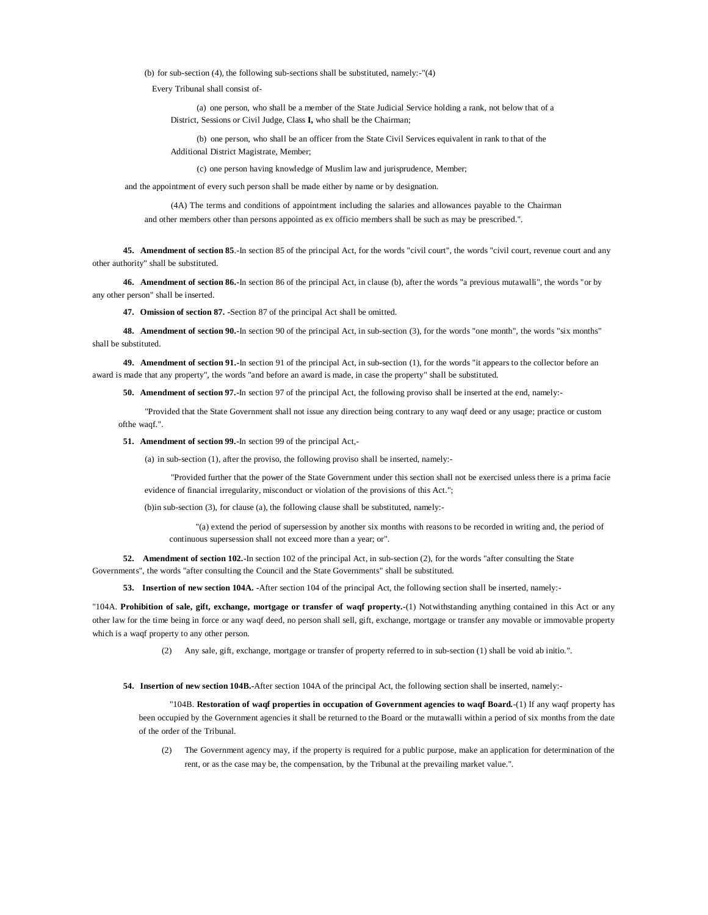(b) for sub-section (4), the following sub-sections shall be substituted, namely:-"(4) Every Tribunal shall consist of-

(a) one person, who shall be a member of the State Judicial Service holding a rank, not below that of a District, Sessions or Civil Judge, Class **I,** who shall be the Chairman;

(b) one person, who shall be an officer from the State Civil Services equivalent in rank to that of the Additional District Magistrate, Member;

(c) one person having knowledge of Muslim law and jurisprudence, Member;

and the appointment of every such person shall be made either by name or by designation.

(4A) The terms and conditions of appointment including the salaries and allowances payable to the Chairman and other members other than persons appointed as ex officio members shall be such as may be prescribed.".

**45. Amendment of section 85**.-In section 85 of the principal Act, for the words "civil court", the words "civil court, revenue court and any other authority" shall be substituted.

**46. Amendment of section 86.**-In section 86 of the principal Act, in clause (b), after the words "a previous mutawalli", the words "or by any other person" shall be inserted.

**47. Omission of section 87.** -Section 87 of the principal Act shall be omitted.

**48. Amendment of section 90.**-In section 90 of the principal Act, in sub-section (3), for the words "one month", the words "six months" shall be substituted.

**49. Amendment of section 91.**-In section 91 of the principal Act, in sub-section (1), for the words "it appears to the collector before an award is made that any property", the words "and before an award is made, in case the property" shall be substituted.

**50. Amendment of section 97.**-In section 97 of the principal Act, the following proviso shall be inserted at the end, namely:-

"Provided that the State Government shall not issue any direction being contrary to any waqf deed or any usage; practice or custom ofthe waqf.".

**51. Amendment of section 99.**-In section 99 of the principal Act,-

(a) in sub-section (1), after the proviso, the following proviso shall be inserted, namely:-

"Provided further that the power of the State Government under this section shall not be exercised unless there is a prima facie evidence of financial irregularity, misconduct or violation of the provisions of this Act.";

(b)in sub-section (3), for clause (a), the following clause shall be substituted, namely:-

"(a) extend the period of supersession by another six months with reasons to be recorded in writing and, the period of continuous supersession shall not exceed more than a year; or".

**52. Amendment of section 102.**-In section 102 of the principal Act, in sub-section (2), for the words "after consulting the State Governments", the words "after consulting the Council and the State Governments" shall be substituted.

**53. Insertion of new section 104A.** -After section 104 of the principal Act, the following section shall be inserted, namely:-

"104A. **Prohibition of sale, gift, exchange, mortgage or transfer of waqf property.**-(1) Notwithstanding anything contained in this Act or any other law for the time being in force or any waqf deed, no person shall sell, gift, exchange, mortgage or transfer any movable or immovable property which is a waqf property to any other person.

(2) Any sale, gift, exchange, mortgage or transfer of property referred to in sub-section (1) shall be void ab initio.".

**54. Insertion of new section 104B.**-After section 104A of the principal Act, the following section shall be inserted, namely:-

"104B. **Restoration of waqf properties in occupation of Government agencies to waqf Board.**-(1) If any waqf property has been occupied by the Government agencies it shall be returned to the Board or the mutawalli within a period of six months from the date of the order of the Tribunal.

(2) The Government agency may, if the property is required for a public purpose, make an application for determination of the rent, or as the case may be, the compensation, by the Tribunal at the prevailing market value.".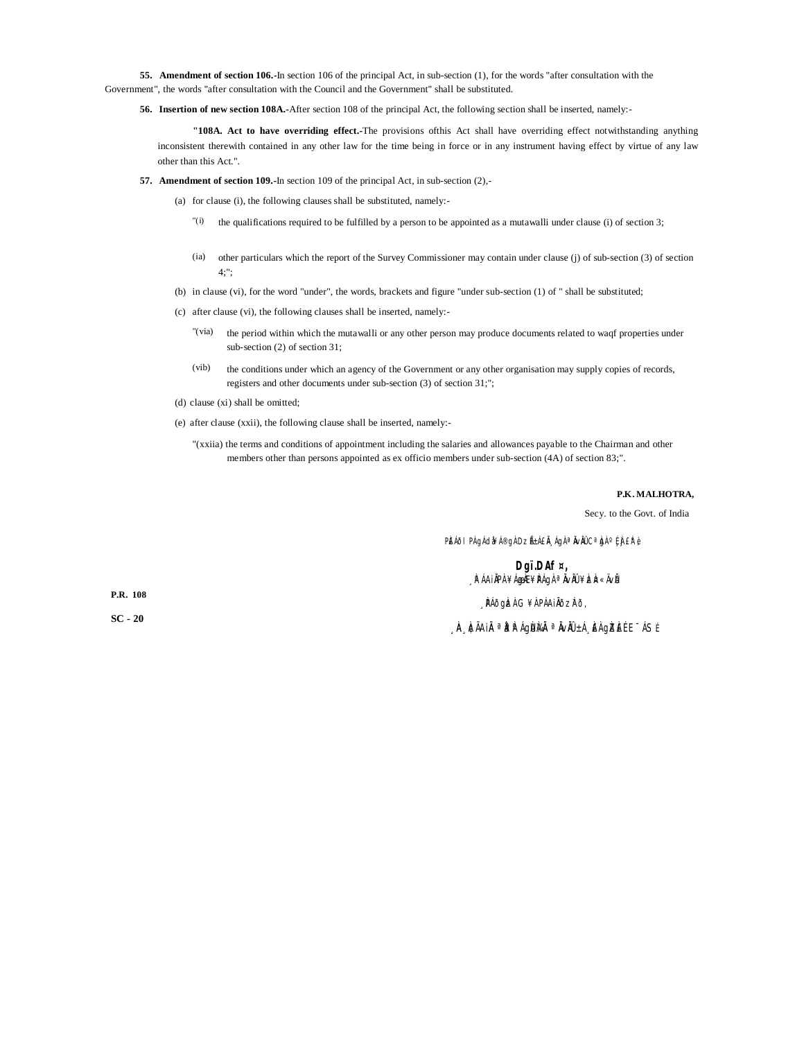**55. Amendment of section 106.**-In section 106 of the principal Act, in sub-section (1), for the words "after consultation with the Government", the words "after consultation with the Council and the Government" shall be substituted.

**56. Insertion of new section 108A.**-After section 108 of the principal Act, the following section shall be inserted, namely:-

> **"108A. Act to have overriding effect.**-The provisions ofthis Act shall have overriding effect notwithstanding anything inconsistent therewith contained in any other law for the time being in force or in any instrument having effect by virtue of any law other than this Act.".

**57. Amendment of section 109.**-In section 109 of the principal Act, in sub-section (2),-

(a) for clause (i), the following clauses shall be substituted, namely:-

"(i) the qualifications required to be fulfilled by a person to be appointed as a mutawalli under clause (i) of section 3;

(ia) other particulars which the report of the Survey Commissioner may contain under clause (j) of sub-section (3) of section 4;";

(b) in clause (vi), for the word "under", the words, brackets and figure "under sub-section (1) of " shall be substituted;

(c) after clause (vi), the following clauses shall be inserted, namely:-

"(via) the period within which the mutawalli or any other person may produce documents related to waqf properties under sub-section (2) of section 31;

(vib) the conditions under which an agency of the Government or any other organisation may supply copies of records, registers and other documents under sub-section (3) of section 31;";

(d) clause (xi) shall be omitted;

(e) after clause (xxii), the following clause shall be inserted, namely:-

"(xxiia) the terms and conditions of appointment including the salaries and allowances payable to the Chairman and other members other than persons appointed as ex officio members under sub-section (4A) of section 83;".

**P.K. MALHOTRA,**

Secy. to the Govt. of India

PÉÁðl PÀgÀdÀ¥ÀvÀæ®gÀDzÉñÀ£ÀÄ¸ÁgÀ ªÀÄvÀÛCªÀgÀºÉ¸ÀgÀ£À è

**Dgï.DAf¤,**

¸ÀPÁðj PÁAiÀÄðzÀ²ð, ¸ÀA¸À¢ÃAiÀÄ ªÀåªÀºÁgÀUÀ¼ÀÄ

¸ÀPÁðgÀzÀ C¢üÃ£À PÁAiÀÄðzÀ²ð,

¸ÀA¸À¢ÃAiÀÄ ªÀåªÀºÁgÀUÀ¼À ªÀÄvÀÄÛ ±Á¸À£À gÀZÀ£É E¯ÁSÉ

**P.R. 108**

**SC - 20**